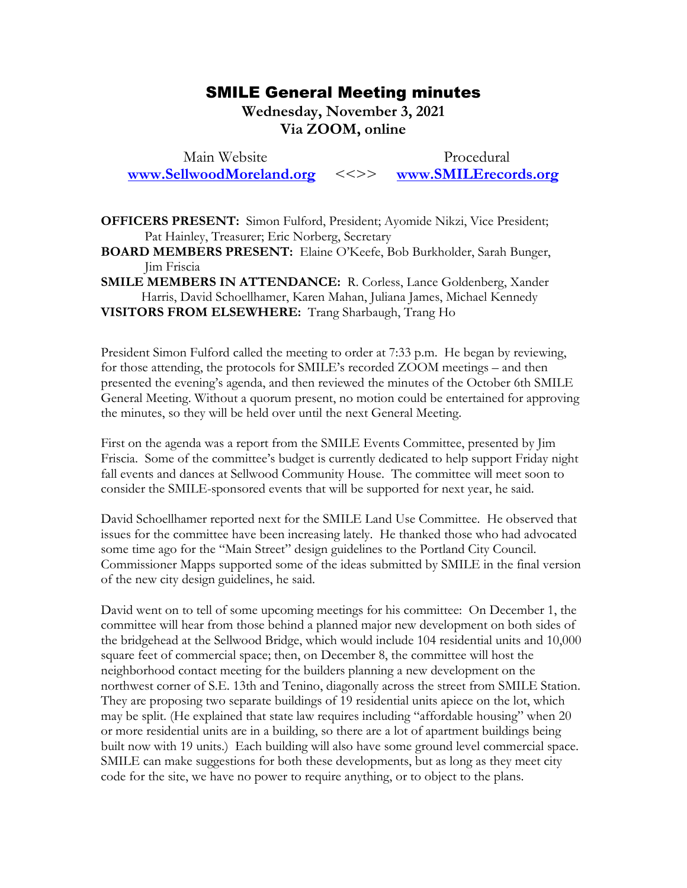# SMILE General Meeting minutes

**Wednesday, November 3, 2021**
**Via ZOOM, online**

| Main Website | | Procedural |
|---|---|---|
| **www.SellwoodMoreland.org** | <<>> | **www.SMILErecords.org** |

**OFFICERS PRESENT:** Simon Fulford, President; Ayomide Nikzi, Vice President; Pat Hainley, Treasurer; Eric Norberg, Secretary
**BOARD MEMBERS PRESENT:** Elaine O'Keefe, Bob Burkholder, Sarah Bunger, Jim Friscia
**SMILE MEMBERS IN ATTENDANCE:** R. Corless, Lance Goldenberg, Xander Harris, David Schoellhamer, Karen Mahan, Juliana James, Michael Kennedy
**VISITORS FROM ELSEWHERE:** Trang Sharbaugh, Trang Ho

President Simon Fulford called the meeting to order at 7:33 p.m. He began by reviewing, for those attending, the protocols for SMILE's recorded ZOOM meetings – and then presented the evening's agenda, and then reviewed the minutes of the October 6th SMILE General Meeting. Without a quorum present, no motion could be entertained for approving the minutes, so they will be held over until the next General Meeting.

First on the agenda was a report from the SMILE Events Committee, presented by Jim Friscia. Some of the committee's budget is currently dedicated to help support Friday night fall events and dances at Sellwood Community House. The committee will meet soon to consider the SMILE-sponsored events that will be supported for next year, he said.

David Schoellhamer reported next for the SMILE Land Use Committee. He observed that issues for the committee have been increasing lately. He thanked those who had advocated some time ago for the "Main Street" design guidelines to the Portland City Council. Commissioner Mapps supported some of the ideas submitted by SMILE in the final version of the new city design guidelines, he said.

David went on to tell of some upcoming meetings for his committee: On December 1, the committee will hear from those behind a planned major new development on both sides of the bridgehead at the Sellwood Bridge, which would include 104 residential units and 10,000 square feet of commercial space; then, on December 8, the committee will host the neighborhood contact meeting for the builders planning a new development on the northwest corner of S.E. 13th and Tenino, diagonally across the street from SMILE Station. They are proposing two separate buildings of 19 residential units apiece on the lot, which may be split. (He explained that state law requires including "affordable housing" when 20 or more residential units are in a building, so there are a lot of apartment buildings being built now with 19 units.) Each building will also have some ground level commercial space. SMILE can make suggestions for both these developments, but as long as they meet city code for the site, we have no power to require anything, or to object to the plans.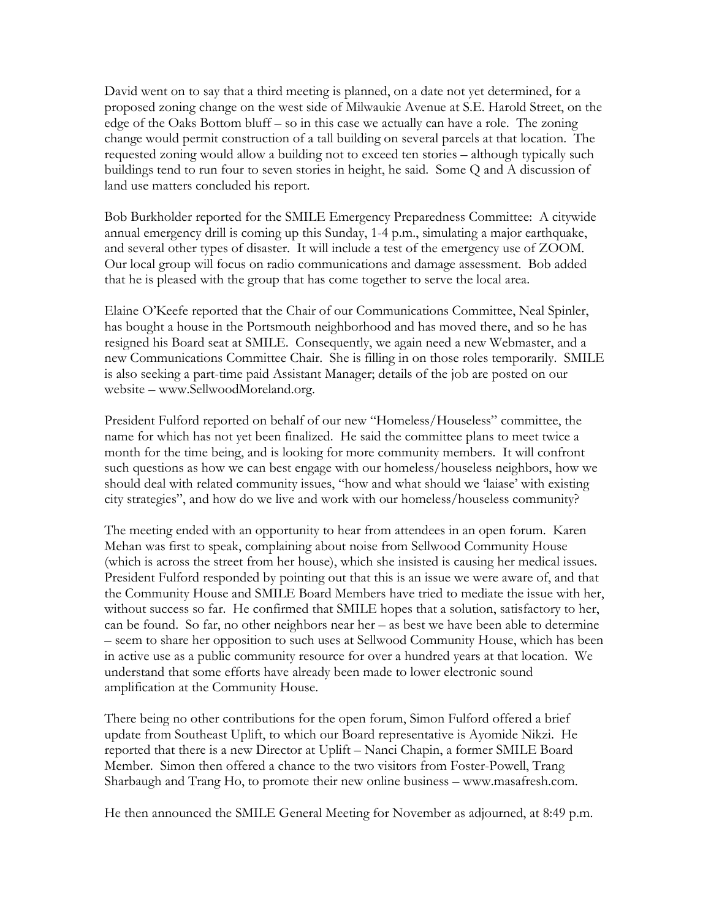David went on to say that a third meeting is planned, on a date not yet determined, for a proposed zoning change on the west side of Milwaukie Avenue at S.E. Harold Street, on the edge of the Oaks Bottom bluff – so in this case we actually can have a role. The zoning change would permit construction of a tall building on several parcels at that location. The requested zoning would allow a building not to exceed ten stories – although typically such buildings tend to run four to seven stories in height, he said. Some Q and A discussion of land use matters concluded his report.

Bob Burkholder reported for the SMILE Emergency Preparedness Committee: A citywide annual emergency drill is coming up this Sunday, 1-4 p.m., simulating a major earthquake, and several other types of disaster. It will include a test of the emergency use of ZOOM. Our local group will focus on radio communications and damage assessment. Bob added that he is pleased with the group that has come together to serve the local area.

Elaine O'Keefe reported that the Chair of our Communications Committee, Neal Spinler, has bought a house in the Portsmouth neighborhood and has moved there, and so he has resigned his Board seat at SMILE. Consequently, we again need a new Webmaster, and a new Communications Committee Chair. She is filling in on those roles temporarily. SMILE is also seeking a part-time paid Assistant Manager; details of the job are posted on our website – www.SellwoodMoreland.org.

President Fulford reported on behalf of our new "Homeless/Houseless" committee, the name for which has not yet been finalized. He said the committee plans to meet twice a month for the time being, and is looking for more community members. It will confront such questions as how we can best engage with our homeless/houseless neighbors, how we should deal with related community issues, "how and what should we 'laiase' with existing city strategies", and how do we live and work with our homeless/houseless community?

The meeting ended with an opportunity to hear from attendees in an open forum. Karen Mehan was first to speak, complaining about noise from Sellwood Community House (which is across the street from her house), which she insisted is causing her medical issues. President Fulford responded by pointing out that this is an issue we were aware of, and that the Community House and SMILE Board Members have tried to mediate the issue with her, without success so far. He confirmed that SMILE hopes that a solution, satisfactory to her, can be found. So far, no other neighbors near her – as best we have been able to determine – seem to share her opposition to such uses at Sellwood Community House, which has been in active use as a public community resource for over a hundred years at that location. We understand that some efforts have already been made to lower electronic sound amplification at the Community House.

There being no other contributions for the open forum, Simon Fulford offered a brief update from Southeast Uplift, to which our Board representative is Ayomide Nikzi. He reported that there is a new Director at Uplift – Nanci Chapin, a former SMILE Board Member. Simon then offered a chance to the two visitors from Foster-Powell, Trang Sharbaugh and Trang Ho, to promote their new online business – www.masafresh.com.

He then announced the SMILE General Meeting for November as adjourned, at 8:49 p.m.